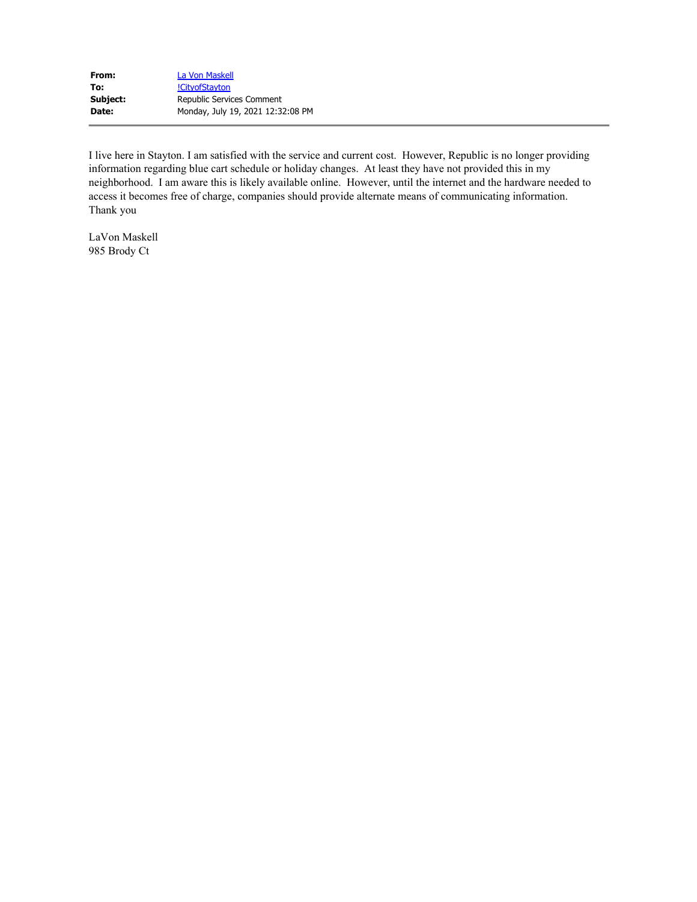| | |
|---|---|
| **From:** | La Von Maskell |
| **To:** | !CityofStayton |
| **Subject:** | Republic Services Comment |
| **Date:** | Monday, July 19, 2021 12:32:08 PM |

I live here in Stayton. I am satisfied with the service and current cost. However, Republic is no longer providing information regarding blue cart schedule or holiday changes. At least they have not provided this in my neighborhood. I am aware this is likely available online. However, until the internet and the hardware needed to access it becomes free of charge, companies should provide alternate means of communicating information.
Thank you

LaVon Maskell
985 Brody Ct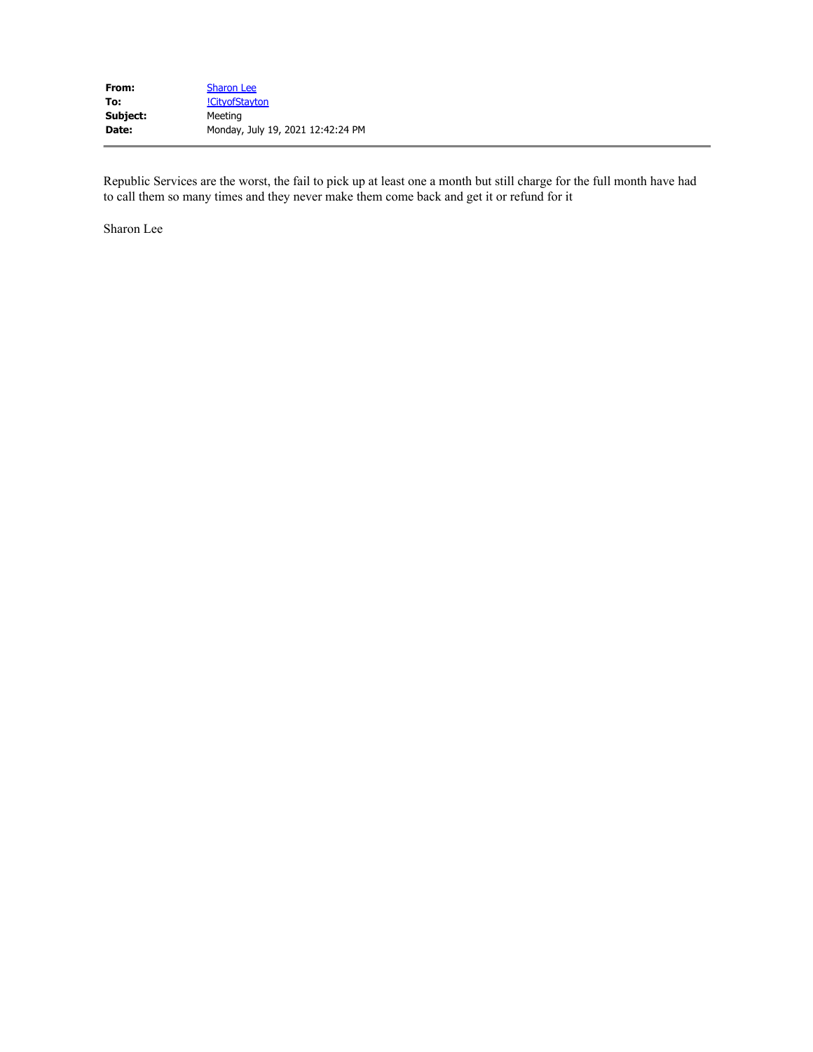| | |
|---|---|
| **From:** | Sharon Lee |
| **To:** | !CityofStayton |
| **Subject:** | Meeting |
| **Date:** | Monday, July 19, 2021 12:42:24 PM |

---

Republic Services are the worst, the fail to pick up at least one a month but still charge for the full month have had to call them so many times and they never make them come back and get it or refund for it

Sharon Lee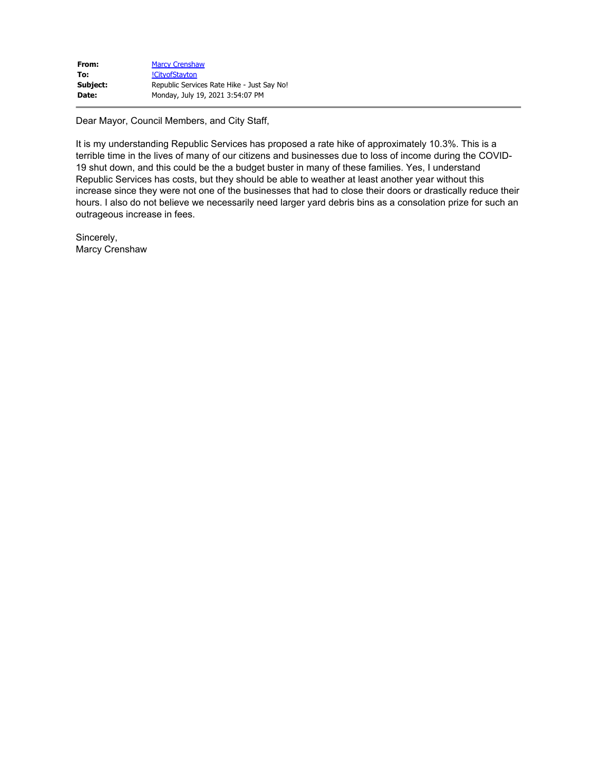| | |
|---|---|
| **From:** | Marcy Crenshaw |
| **To:** | !CityofStayton |
| **Subject:** | Republic Services Rate Hike - Just Say No! |
| **Date:** | Monday, July 19, 2021 3:54:07 PM |

Dear Mayor, Council Members, and City Staff,

It is my understanding Republic Services has proposed a rate hike of approximately 10.3%. This is a terrible time in the lives of many of our citizens and businesses due to loss of income during the COVID-19 shut down, and this could be the a budget buster in many of these families. Yes, I understand Republic Services has costs, but they should be able to weather at least another year without this increase since they were not one of the businesses that had to close their doors or drastically reduce their hours. I also do not believe we necessarily need larger yard debris bins as a consolation prize for such an outrageous increase in fees.

Sincerely,
Marcy Crenshaw